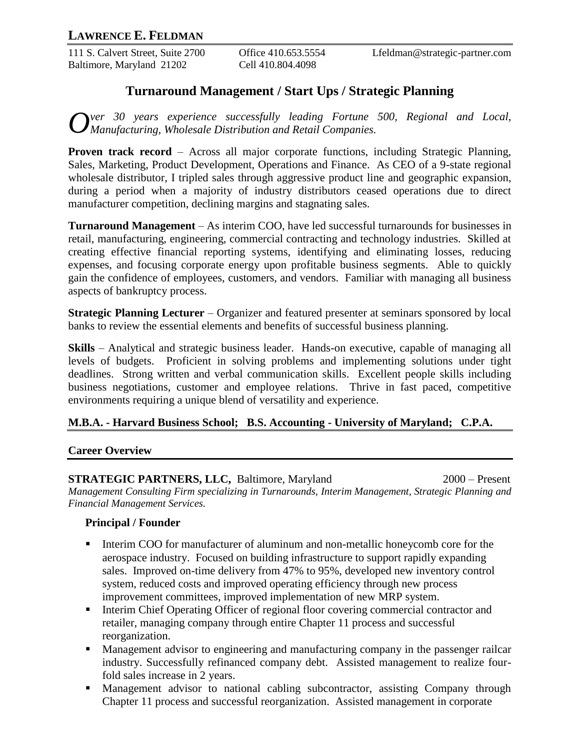# LAWRENCE E. FELDMAN

111 S. Calvert Street, Suite 2700
Baltimore, Maryland 21202

Office 410.653.5554
Cell 410.804.4098

Lfeldman@strategic-partner.com

## Turnaround Management / Start Ups / Strategic Planning

*Over 30 years experience successfully leading Fortune 500, Regional and Local, Manufacturing, Wholesale Distribution and Retail Companies.*

**Proven track record** – Across all major corporate functions, including Strategic Planning, Sales, Marketing, Product Development, Operations and Finance. As CEO of a 9-state regional wholesale distributor, I tripled sales through aggressive product line and geographic expansion, during a period when a majority of industry distributors ceased operations due to direct manufacturer competition, declining margins and stagnating sales.

**Turnaround Management** – As interim COO, have led successful turnarounds for businesses in retail, manufacturing, engineering, commercial contracting and technology industries. Skilled at creating effective financial reporting systems, identifying and eliminating losses, reducing expenses, and focusing corporate energy upon profitable business segments. Able to quickly gain the confidence of employees, customers, and vendors. Familiar with managing all business aspects of bankruptcy process.

**Strategic Planning Lecturer** – Organizer and featured presenter at seminars sponsored by local banks to review the essential elements and benefits of successful business planning.

**Skills** – Analytical and strategic business leader. Hands-on executive, capable of managing all levels of budgets. Proficient in solving problems and implementing solutions under tight deadlines. Strong written and verbal communication skills. Excellent people skills including business negotiations, customer and employee relations. Thrive in fast paced, competitive environments requiring a unique blend of versatility and experience.

**M.B.A. - Harvard Business School; B.S. Accounting - University of Maryland; C.P.A.**

## Career Overview

**STRATEGIC PARTNERS, LLC,** Baltimore, Maryland — 2000 – Present

*Management Consulting Firm specializing in Turnarounds, Interim Management, Strategic Planning and Financial Management Services.*

### Principal / Founder

- Interim COO for manufacturer of aluminum and non-metallic honeycomb core for the aerospace industry. Focused on building infrastructure to support rapidly expanding sales. Improved on-time delivery from 47% to 95%, developed new inventory control system, reduced costs and improved operating efficiency through new process improvement committees, improved implementation of new MRP system.
- Interim Chief Operating Officer of regional floor covering commercial contractor and retailer, managing company through entire Chapter 11 process and successful reorganization.
- Management advisor to engineering and manufacturing company in the passenger railcar industry. Successfully refinanced company debt. Assisted management to realize four-fold sales increase in 2 years.
- Management advisor to national cabling subcontractor, assisting Company through Chapter 11 process and successful reorganization. Assisted management in corporate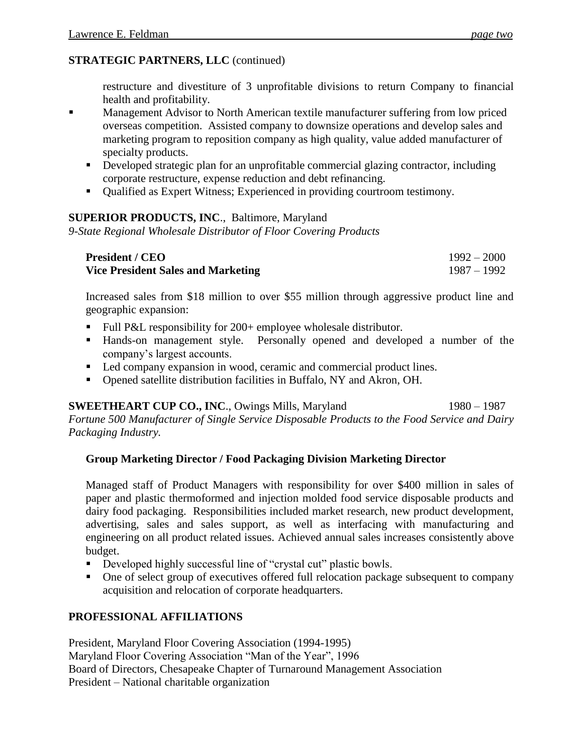**STRATEGIC PARTNERS, LLC** (continued)

restructure and divestiture of 3 unprofitable divisions to return Company to financial health and profitability.

- Management Advisor to North American textile manufacturer suffering from low priced overseas competition. Assisted company to downsize operations and develop sales and marketing program to reposition company as high quality, value added manufacturer of specialty products.
- Developed strategic plan for an unprofitable commercial glazing contractor, including corporate restructure, expense reduction and debt refinancing.
- Qualified as Expert Witness; Experienced in providing courtroom testimony.

**SUPERIOR PRODUCTS, INC**., Baltimore, Maryland
*9-State Regional Wholesale Distributor of Floor Covering Products*

**President / CEO** 1992 – 2000
**Vice President Sales and Marketing** 1987 – 1992

Increased sales from $18 million to over $55 million through aggressive product line and geographic expansion:

- Full P&L responsibility for 200+ employee wholesale distributor.
- Hands-on management style. Personally opened and developed a number of the company's largest accounts.
- Led company expansion in wood, ceramic and commercial product lines.
- Opened satellite distribution facilities in Buffalo, NY and Akron, OH.

**SWEETHEART CUP CO., INC**., Owings Mills, Maryland 1980 – 1987
*Fortune 500 Manufacturer of Single Service Disposable Products to the Food Service and Dairy Packaging Industry.*

**Group Marketing Director / Food Packaging Division Marketing Director**

Managed staff of Product Managers with responsibility for over $400 million in sales of paper and plastic thermoformed and injection molded food service disposable products and dairy food packaging. Responsibilities included market research, new product development, advertising, sales and sales support, as well as interfacing with manufacturing and engineering on all product related issues. Achieved annual sales increases consistently above budget.

- Developed highly successful line of "crystal cut" plastic bowls.
- One of select group of executives offered full relocation package subsequent to company acquisition and relocation of corporate headquarters.

**PROFESSIONAL AFFILIATIONS**

President, Maryland Floor Covering Association (1994-1995)
Maryland Floor Covering Association "Man of the Year", 1996
Board of Directors, Chesapeake Chapter of Turnaround Management Association
President – National charitable organization